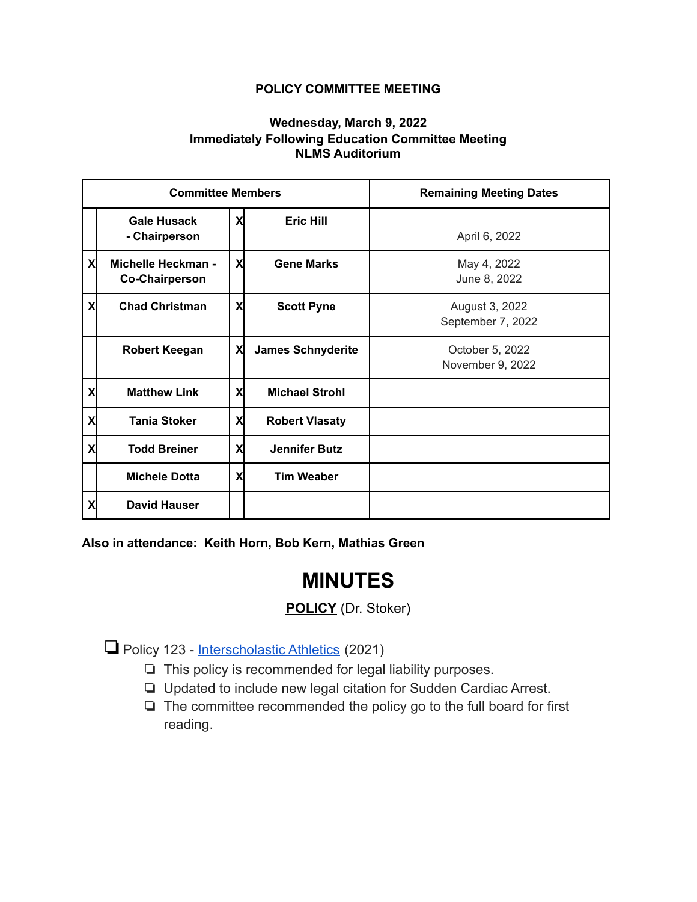**POLICY COMMITTEE MEETING**

**Wednesday, March 9, 2022**
**Immediately Following Education Committee Meeting**
**NLMS Auditorium**

| Committee Members | | | | Remaining Meeting Dates |
|---|---|---|---|---|
| | **Gale Husack - Chairperson** | X | **Eric Hill** | April 6, 2022 |
| X | **Michelle Heckman - Co-Chairperson** | X | **Gene Marks** | May 4, 2022<br>June 8, 2022 |
| X | **Chad Christman** | X | **Scott Pyne** | August 3, 2022<br>September 7, 2022 |
| | **Robert Keegan** | X | **James Schnyderite** | October 5, 2022<br>November 9, 2022 |
| X | **Matthew Link** | X | **Michael Strohl** | |
| X | **Tania Stoker** | X | **Robert Vlasaty** | |
| X | **Todd Breiner** | X | **Jennifer Butz** | |
| | **Michele Dotta** | X | **Tim Weaber** | |
| X | **David Hauser** | | | |

**Also in attendance: Keith Horn, Bob Kern, Mathias Green**

# MINUTES

**POLICY** (Dr. Stoker)

- Policy 123 - Interscholastic Athletics (2021)
  - This policy is recommended for legal liability purposes.
  - Updated to include new legal citation for Sudden Cardiac Arrest.
  - The committee recommended the policy go to the full board for first reading.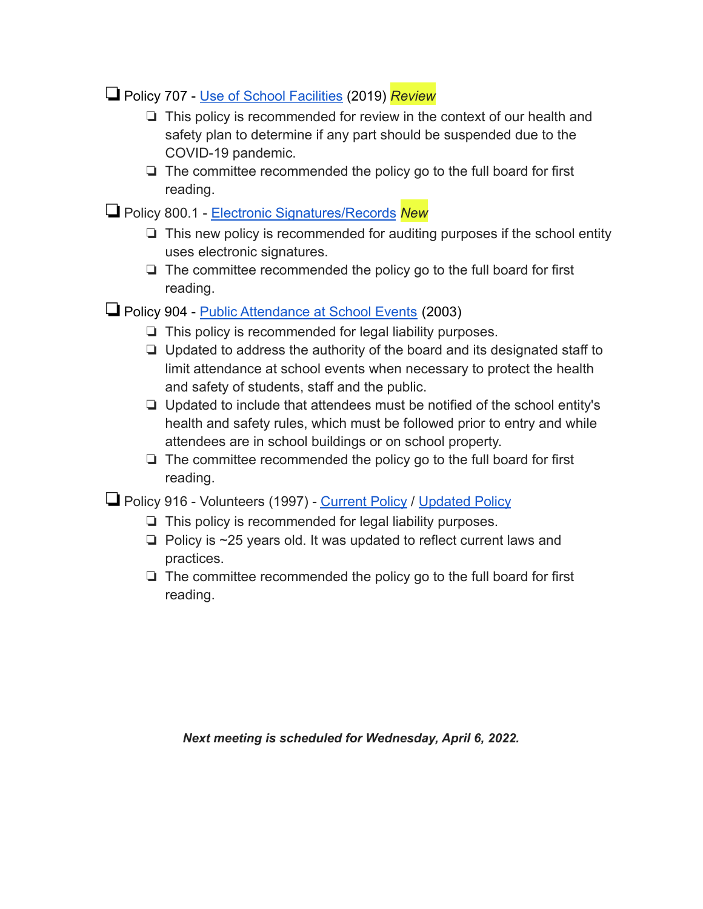- Policy 707 - Use of School Facilities (2019) *Review*
  - This policy is recommended for review in the context of our health and safety plan to determine if any part should be suspended due to the COVID-19 pandemic.
  - The committee recommended the policy go to the full board for first reading.
- Policy 800.1 - Electronic Signatures/Records *New*
  - This new policy is recommended for auditing purposes if the school entity uses electronic signatures.
  - The committee recommended the policy go to the full board for first reading.
- Policy 904 - Public Attendance at School Events (2003)
  - This policy is recommended for legal liability purposes.
  - Updated to address the authority of the board and its designated staff to limit attendance at school events when necessary to protect the health and safety of students, staff and the public.
  - Updated to include that attendees must be notified of the school entity's health and safety rules, which must be followed prior to entry and while attendees are in school buildings or on school property.
  - The committee recommended the policy go to the full board for first reading.
- Policy 916 - Volunteers (1997) - Current Policy / Updated Policy
  - This policy is recommended for legal liability purposes.
  - Policy is ~25 years old. It was updated to reflect current laws and practices.
  - The committee recommended the policy go to the full board for first reading.

***Next meeting is scheduled for Wednesday, April 6, 2022.***